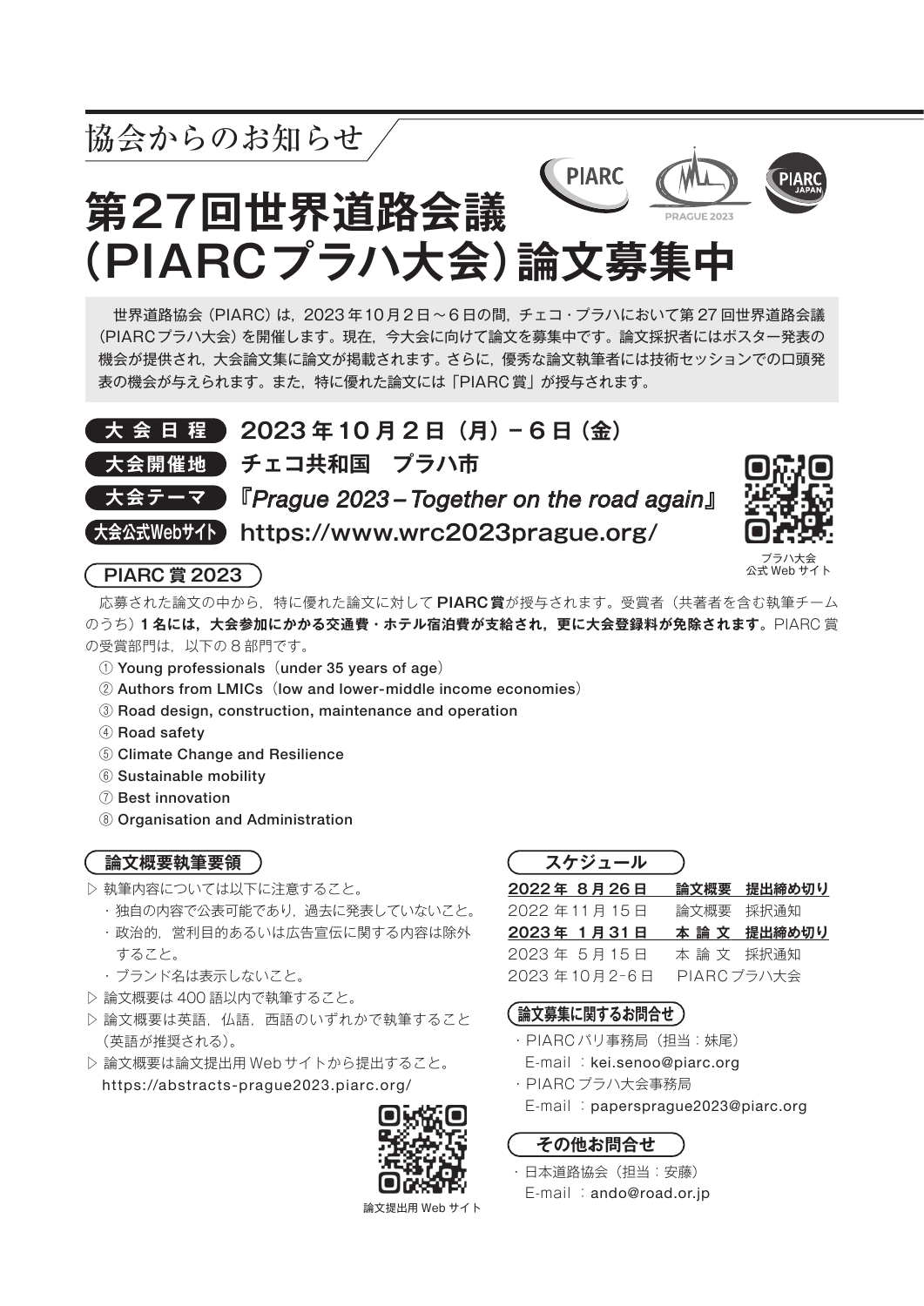協会からのお知らせ

# 第27回世界道路会議（PIARCプラハ大会）論文募集中

世界道路協会（PIARC）は，2023年10月2日～6日の間，チェコ・プラハにおいて第27回世界道路会議（PIARCプラハ大会）を開催します。現在，今大会に向けて論文を募集中です。論文採択者にはポスター発表の機会が提供され，大会論文集に論文が掲載されます。さらに，優秀な論文執筆者には技術セッションでの口頭発表の機会が与えられます。また，特に優れた論文には「PIARC賞」が授与されます。

**大会日程** 2023年10月2日（月）－6日（金）

**大会開催地** チェコ共和国　プラハ市

**大会テーマ** 『*Prague 2023 – Together on the road again*』

**大会公式Webサイト** https://www.wrc2023prague.org/

プラハ大会公式Webサイト

## PIARC賞2023

応募された論文の中から，特に優れた論文に対して**PIARC賞**が授与されます。受賞者（共著者を含む執筆チームのうち）**1名には，大会参加にかかる交通費・ホテル宿泊費が支給され，更に大会登録料が免除されます。**PIARC賞の受賞部門は，以下の8部門です。

① Young professionals（under 35 years of age）
② Authors from LMICs（low and lower-middle income economies）
③ Road design, construction, maintenance and operation
④ Road safety
⑤ Climate Change and Resilience
⑥ Sustainable mobility
⑦ Best innovation
⑧ Organisation and Administration

## 論文概要執筆要領

▷ 執筆内容については以下に注意すること。
- 独自の内容で公表可能であり，過去に発表していないこと。
- 政治的，営利目的あるいは広告宣伝に関する内容は除外すること。
- ブランド名は表示しないこと。

▷ 論文概要は400語以内で執筆すること。

▷ 論文概要は英語，仏語，西語のいずれかで執筆すること（英語が推奨される）。

▷ 論文概要は論文提出用Webサイトから提出すること。
https://abstracts-prague2023.piarc.org/

論文提出用Webサイト

## スケジュール

| | |
|---|---|
| **2022年 8月26日** | **論文概要　提出締め切り** |
| 2022年11月15日 | 論文概要　採択通知 |
| **2023年 1月31日** | **本論文　提出締め切り** |
| 2023年 5月15日 | 本論文　採択通知 |
| 2023年10月2-6日 | PIARCプラハ大会 |

## 論文募集に関するお問合せ

- PIARCパリ事務局（担当：妹尾）
  E-mail ：kei.senoo@piarc.org
- PIARCプラハ大会事務局
  E-mail ：papersprague2023@piarc.org

## その他お問合せ

- 日本道路協会（担当：安藤）
  E-mail ：ando@road.or.jp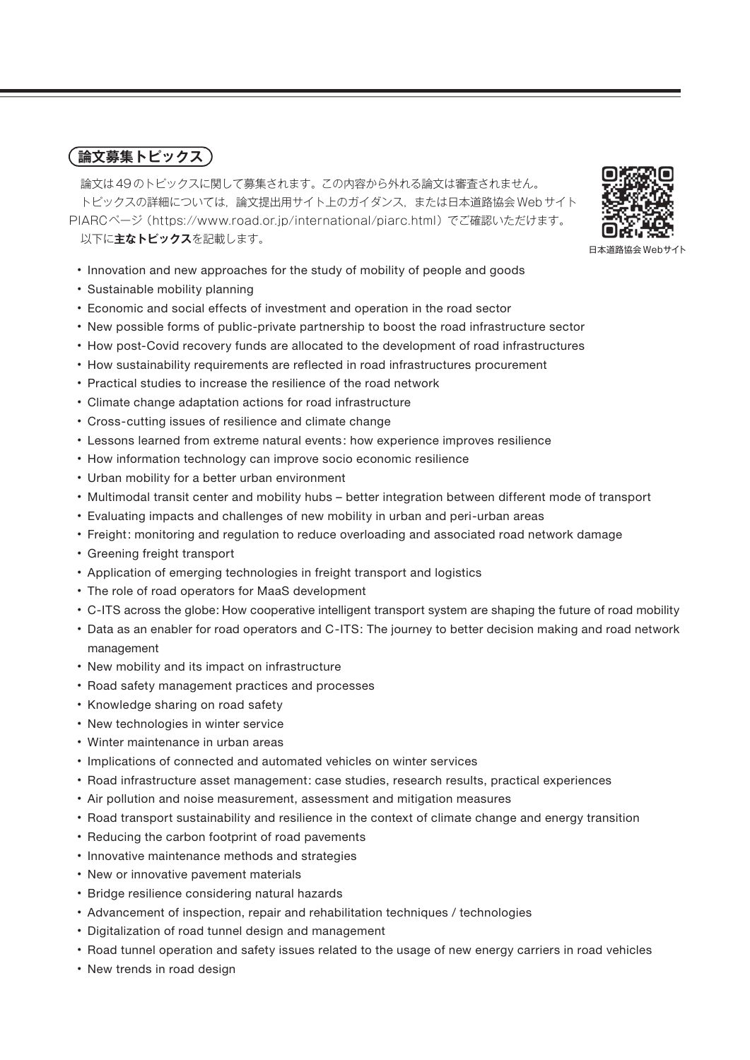## 論文募集トピックス

論文は49のトピックスに関して募集されます。この内容から外れる論文は審査されません。

トピックスの詳細については，論文提出用サイト上のガイダンス，または日本道路協会Webサイト PIARCページ（https://www.road.or.jp/international/piarc.html）でご確認いただけます。

以下に**主なトピックス**を記載します。

日本道路協会Webサイト

- Innovation and new approaches for the study of mobility of people and goods
- Sustainable mobility planning
- Economic and social effects of investment and operation in the road sector
- New possible forms of public-private partnership to boost the road infrastructure sector
- How post-Covid recovery funds are allocated to the development of road infrastructures
- How sustainability requirements are reflected in road infrastructures procurement
- Practical studies to increase the resilience of the road network
- Climate change adaptation actions for road infrastructure
- Cross-cutting issues of resilience and climate change
- Lessons learned from extreme natural events: how experience improves resilience
- How information technology can improve socio economic resilience
- Urban mobility for a better urban environment
- Multimodal transit center and mobility hubs – better integration between different mode of transport
- Evaluating impacts and challenges of new mobility in urban and peri-urban areas
- Freight: monitoring and regulation to reduce overloading and associated road network damage
- Greening freight transport
- Application of emerging technologies in freight transport and logistics
- The role of road operators for MaaS development
- C-ITS across the globe: How cooperative intelligent transport system are shaping the future of road mobility
- Data as an enabler for road operators and C-ITS: The journey to better decision making and road network management
- New mobility and its impact on infrastructure
- Road safety management practices and processes
- Knowledge sharing on road safety
- New technologies in winter service
- Winter maintenance in urban areas
- Implications of connected and automated vehicles on winter services
- Road infrastructure asset management: case studies, research results, practical experiences
- Air pollution and noise measurement, assessment and mitigation measures
- Road transport sustainability and resilience in the context of climate change and energy transition
- Reducing the carbon footprint of road pavements
- Innovative maintenance methods and strategies
- New or innovative pavement materials
- Bridge resilience considering natural hazards
- Advancement of inspection, repair and rehabilitation techniques / technologies
- Digitalization of road tunnel design and management
- Road tunnel operation and safety issues related to the usage of new energy carriers in road vehicles
- New trends in road design